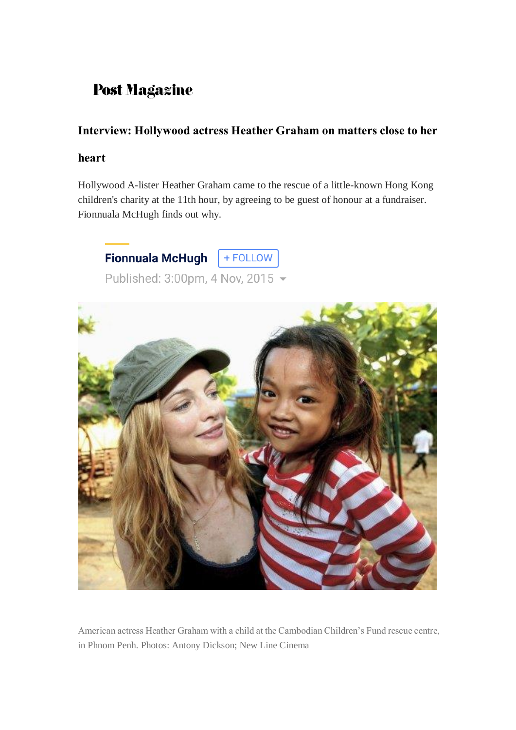**Post Magazine**

# Interview: Hollywood actress Heather Graham on matters close to her heart

Hollywood A-lister Heather Graham came to the rescue of a little-known Hong Kong children's charity at the 11th hour, by agreeing to be guest of honour at a fundraiser. Fionnuala McHugh finds out why.

**Fionnuala McHugh** + FOLLOW

Published: 3:00pm, 4 Nov, 2015

American actress Heather Graham with a child at the Cambodian Children's Fund rescue centre, in Phnom Penh. Photos: Antony Dickson; New Line Cinema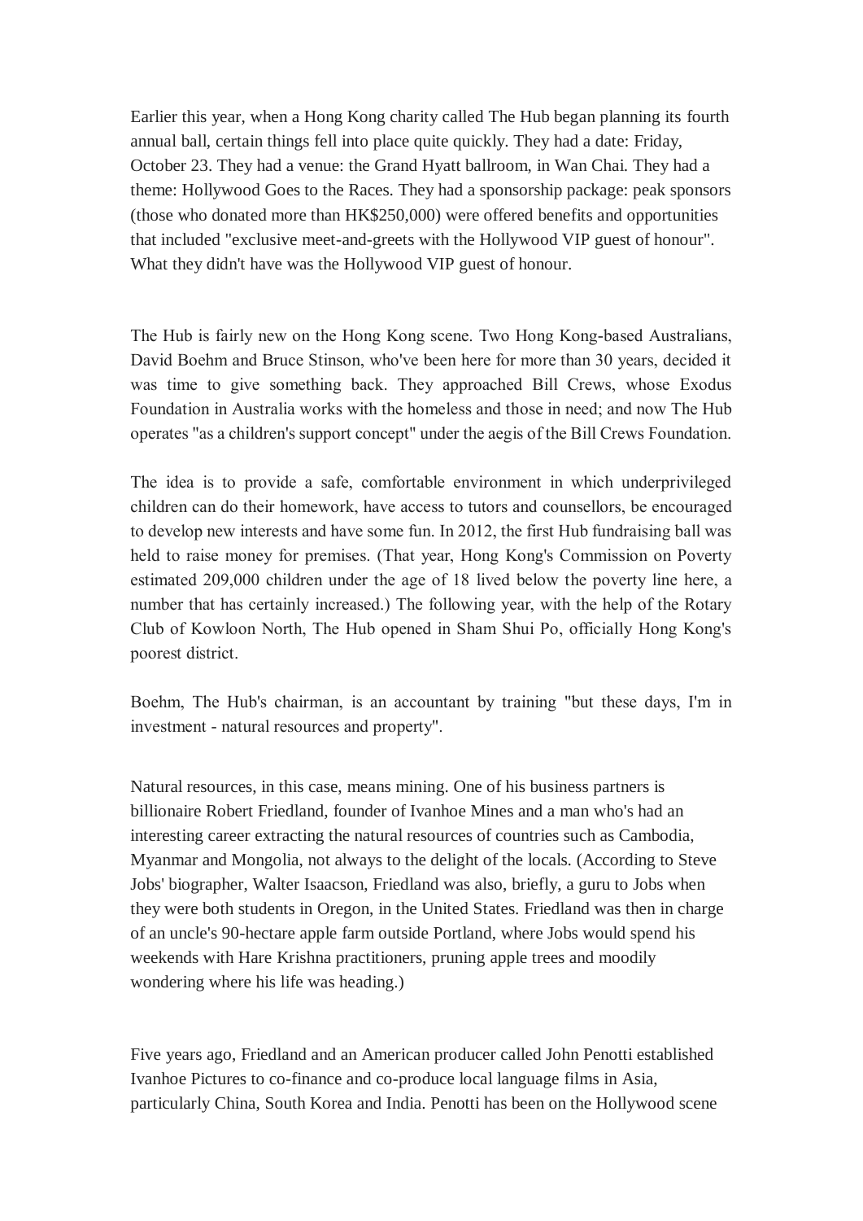Earlier this year, when a Hong Kong charity called The Hub began planning its fourth annual ball, certain things fell into place quite quickly. They had a date: Friday, October 23. They had a venue: the Grand Hyatt ballroom, in Wan Chai. They had a theme: Hollywood Goes to the Races. They had a sponsorship package: peak sponsors (those who donated more than HK$250,000) were offered benefits and opportunities that included "exclusive meet-and-greets with the Hollywood VIP guest of honour". What they didn't have was the Hollywood VIP guest of honour.

The Hub is fairly new on the Hong Kong scene. Two Hong Kong-based Australians, David Boehm and Bruce Stinson, who've been here for more than 30 years, decided it was time to give something back. They approached Bill Crews, whose Exodus Foundation in Australia works with the homeless and those in need; and now The Hub operates "as a children's support concept" under the aegis of the Bill Crews Foundation.

The idea is to provide a safe, comfortable environment in which underprivileged children can do their homework, have access to tutors and counsellors, be encouraged to develop new interests and have some fun. In 2012, the first Hub fundraising ball was held to raise money for premises. (That year, Hong Kong's Commission on Poverty estimated 209,000 children under the age of 18 lived below the poverty line here, a number that has certainly increased.) The following year, with the help of the Rotary Club of Kowloon North, The Hub opened in Sham Shui Po, officially Hong Kong's poorest district.

Boehm, The Hub's chairman, is an accountant by training "but these days, I'm in investment - natural resources and property".

Natural resources, in this case, means mining. One of his business partners is billionaire Robert Friedland, founder of Ivanhoe Mines and a man who's had an interesting career extracting the natural resources of countries such as Cambodia, Myanmar and Mongolia, not always to the delight of the locals. (According to Steve Jobs' biographer, Walter Isaacson, Friedland was also, briefly, a guru to Jobs when they were both students in Oregon, in the United States. Friedland was then in charge of an uncle's 90-hectare apple farm outside Portland, where Jobs would spend his weekends with Hare Krishna practitioners, pruning apple trees and moodily wondering where his life was heading.)

Five years ago, Friedland and an American producer called John Penotti established Ivanhoe Pictures to co-finance and co-produce local language films in Asia, particularly China, South Korea and India. Penotti has been on the Hollywood scene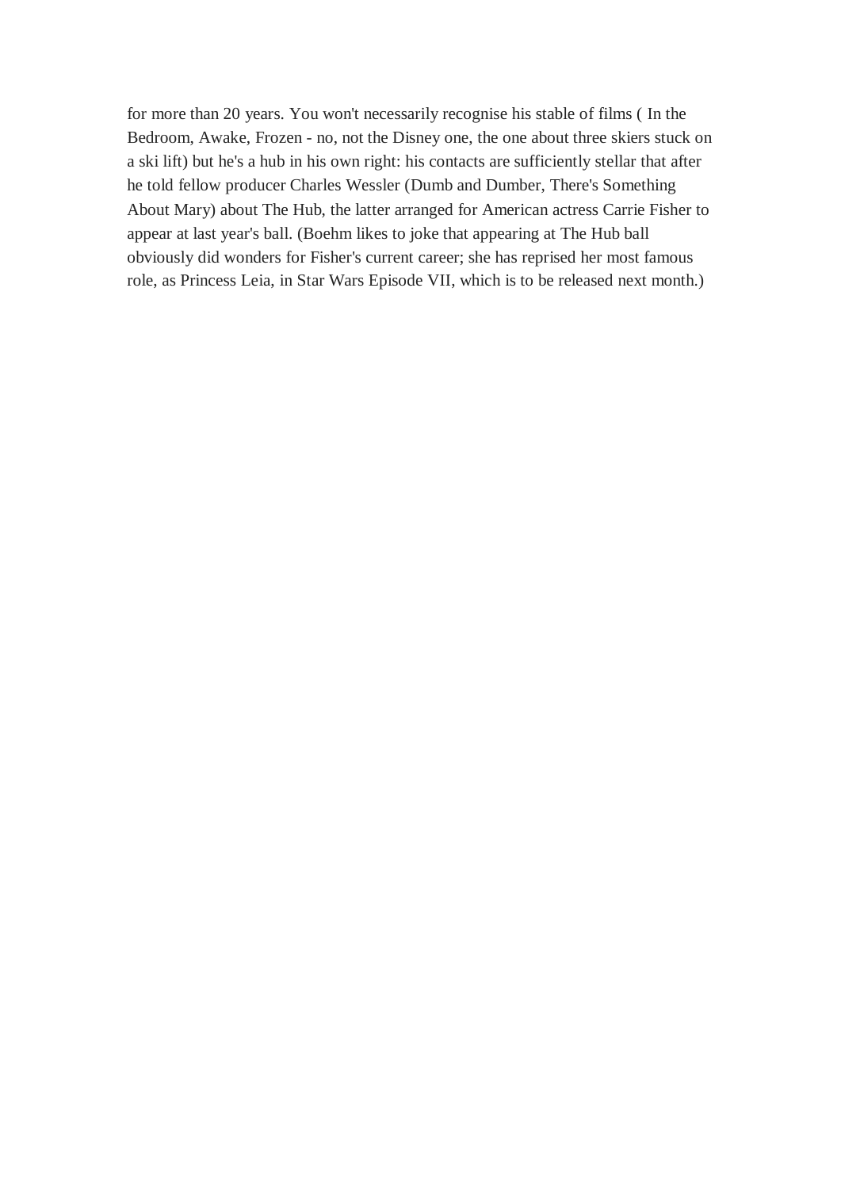for more than 20 years. You won't necessarily recognise his stable of films ( In the Bedroom, Awake, Frozen - no, not the Disney one, the one about three skiers stuck on a ski lift) but he's a hub in his own right: his contacts are sufficiently stellar that after he told fellow producer Charles Wessler (Dumb and Dumber, There's Something About Mary) about The Hub, the latter arranged for American actress Carrie Fisher to appear at last year's ball. (Boehm likes to joke that appearing at The Hub ball obviously did wonders for Fisher's current career; she has reprised her most famous role, as Princess Leia, in Star Wars Episode VII, which is to be released next month.)